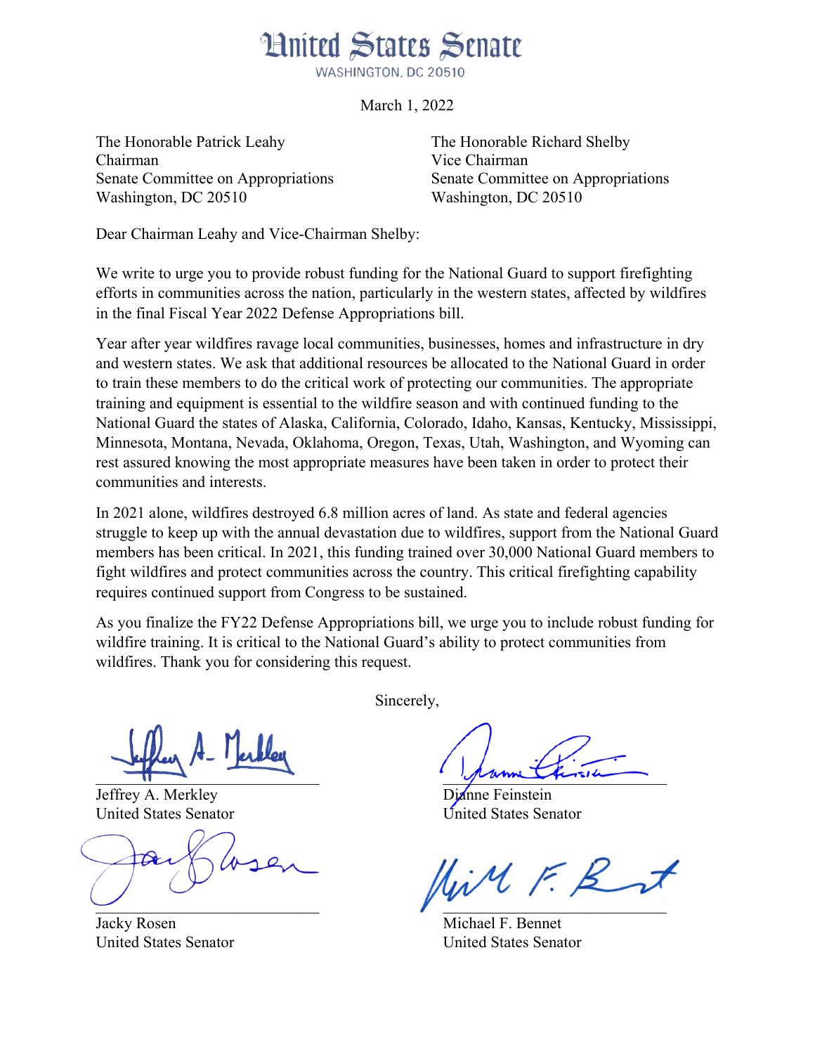# United States Senate

WASHINGTON, DC 20510

March 1, 2022

The Honorable Patrick Leahy
Chairman
Senate Committee on Appropriations
Washington, DC 20510

The Honorable Richard Shelby
Vice Chairman
Senate Committee on Appropriations
Washington, DC 20510

Dear Chairman Leahy and Vice-Chairman Shelby:

We write to urge you to provide robust funding for the National Guard to support firefighting efforts in communities across the nation, particularly in the western states, affected by wildfires in the final Fiscal Year 2022 Defense Appropriations bill.

Year after year wildfires ravage local communities, businesses, homes and infrastructure in dry and western states. We ask that additional resources be allocated to the National Guard in order to train these members to do the critical work of protecting our communities. The appropriate training and equipment is essential to the wildfire season and with continued funding to the National Guard the states of Alaska, California, Colorado, Idaho, Kansas, Kentucky, Mississippi, Minnesota, Montana, Nevada, Oklahoma, Oregon, Texas, Utah, Washington, and Wyoming can rest assured knowing the most appropriate measures have been taken in order to protect their communities and interests.

In 2021 alone, wildfires destroyed 6.8 million acres of land. As state and federal agencies struggle to keep up with the annual devastation due to wildfires, support from the National Guard members has been critical. In 2021, this funding trained over 30,000 National Guard members to fight wildfires and protect communities across the country. This critical firefighting capability requires continued support from Congress to be sustained.

As you finalize the FY22 Defense Appropriations bill, we urge you to include robust funding for wildfire training. It is critical to the National Guard's ability to protect communities from wildfires. Thank you for considering this request.

Sincerely,

Jeffrey A. Merkley
United States Senator

Dianne Feinstein
United States Senator

Jacky Rosen
United States Senator

Michael F. Bennet
United States Senator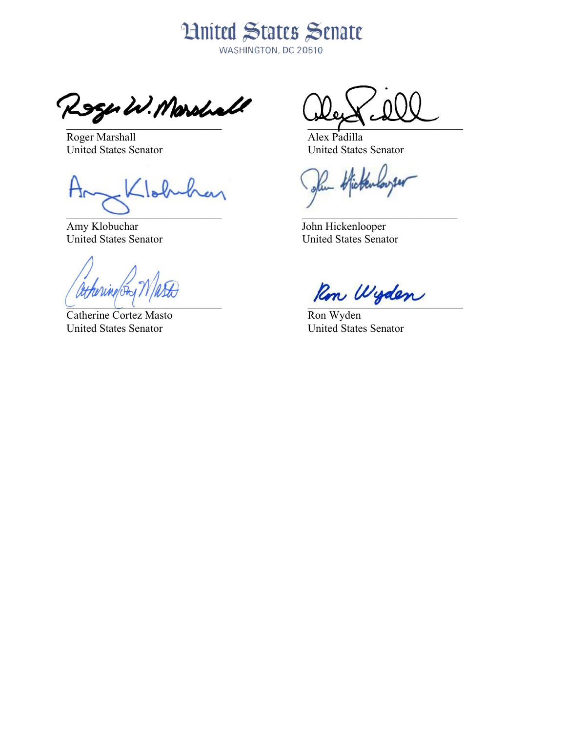United States Senate
WASHINGTON, DC 20510

Roger Marshall
United States Senator

Alex Padilla
United States Senator

Amy Klobuchar
United States Senator

John Hickenlooper
United States Senator

Catherine Cortez Masto
United States Senator

Ron Wyden
United States Senator